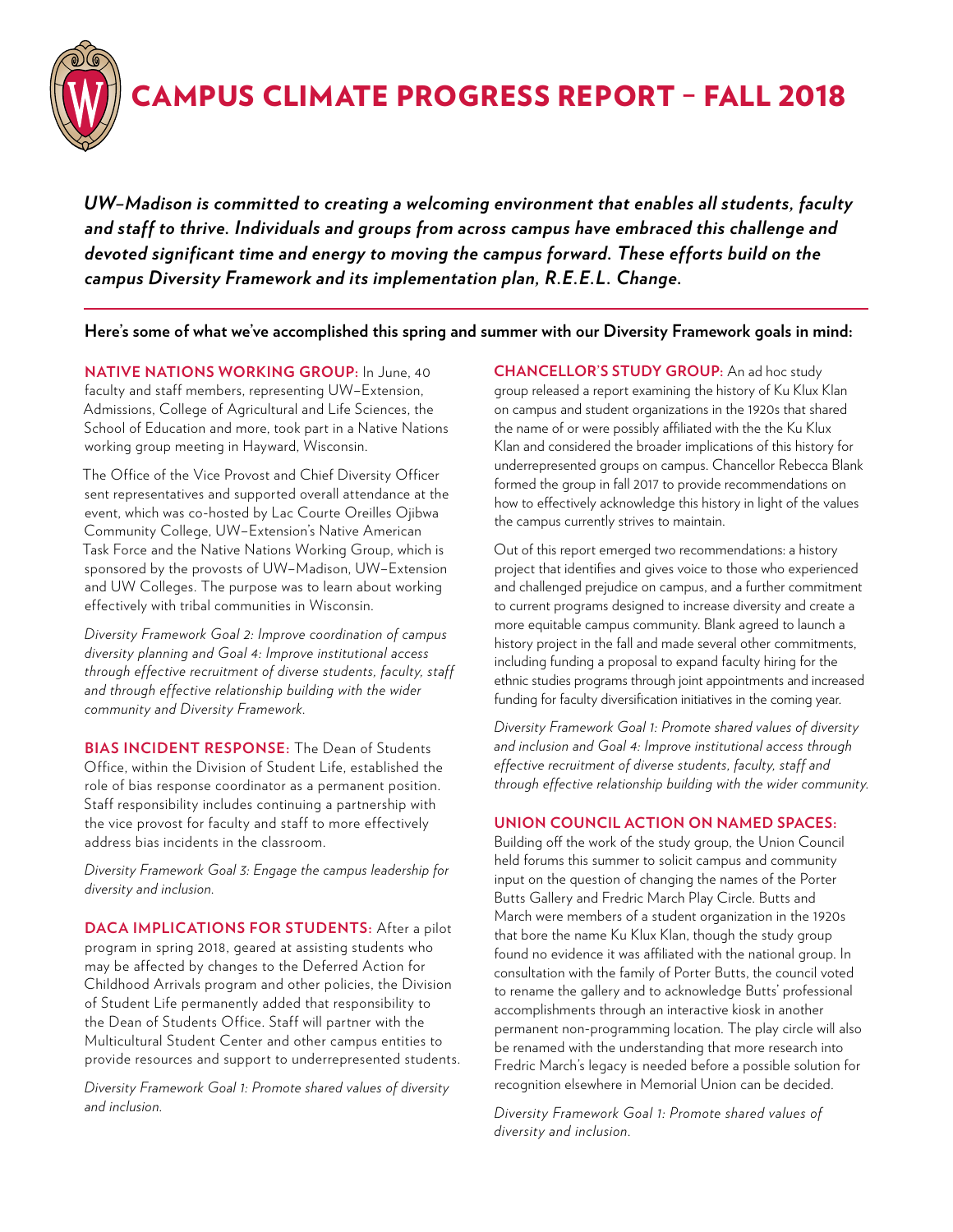# CAMPUS CLIMATE PROGRESS REPORT – FALL 2018

***UW–Madison is committed to creating a welcoming environment that enables all students, faculty and staff to thrive. Individuals and groups from across campus have embraced this challenge and devoted significant time and energy to moving the campus forward. These efforts build on the campus Diversity Framework and its implementation plan, R.E.E.L. Change.***

**Here's some of what we've accomplished this spring and summer with our Diversity Framework goals in mind:**

**NATIVE NATIONS WORKING GROUP:** In June, 40 faculty and staff members, representing UW–Extension, Admissions, College of Agricultural and Life Sciences, the School of Education and more, took part in a Native Nations working group meeting in Hayward, Wisconsin.

The Office of the Vice Provost and Chief Diversity Officer sent representatives and supported overall attendance at the event, which was co-hosted by Lac Courte Oreilles Ojibwa Community College, UW–Extension's Native American Task Force and the Native Nations Working Group, which is sponsored by the provosts of UW–Madison, UW–Extension and UW Colleges. The purpose was to learn about working effectively with tribal communities in Wisconsin.

*Diversity Framework Goal 2: Improve coordination of campus diversity planning and Goal 4: Improve institutional access through effective recruitment of diverse students, faculty, staff and through effective relationship building with the wider community and Diversity Framework.*

**BIAS INCIDENT RESPONSE:** The Dean of Students Office, within the Division of Student Life, established the role of bias response coordinator as a permanent position. Staff responsibility includes continuing a partnership with the vice provost for faculty and staff to more effectively address bias incidents in the classroom.

*Diversity Framework Goal 3: Engage the campus leadership for diversity and inclusion.*

**DACA IMPLICATIONS FOR STUDENTS:** After a pilot program in spring 2018, geared at assisting students who may be affected by changes to the Deferred Action for Childhood Arrivals program and other policies, the Division of Student Life permanently added that responsibility to the Dean of Students Office. Staff will partner with the Multicultural Student Center and other campus entities to provide resources and support to underrepresented students.

*Diversity Framework Goal 1: Promote shared values of diversity and inclusion.*

**CHANCELLOR'S STUDY GROUP:** An ad hoc study group released a report examining the history of Ku Klux Klan on campus and student organizations in the 1920s that shared the name of or were possibly affiliated with the the Ku Klux Klan and considered the broader implications of this history for underrepresented groups on campus. Chancellor Rebecca Blank formed the group in fall 2017 to provide recommendations on how to effectively acknowledge this history in light of the values the campus currently strives to maintain.

Out of this report emerged two recommendations: a history project that identifies and gives voice to those who experienced and challenged prejudice on campus, and a further commitment to current programs designed to increase diversity and create a more equitable campus community. Blank agreed to launch a history project in the fall and made several other commitments, including funding a proposal to expand faculty hiring for the ethnic studies programs through joint appointments and increased funding for faculty diversification initiatives in the coming year.

*Diversity Framework Goal 1: Promote shared values of diversity and inclusion and Goal 4: Improve institutional access through effective recruitment of diverse students, faculty, staff and through effective relationship building with the wider community.*

**UNION COUNCIL ACTION ON NAMED SPACES:** Building off the work of the study group, the Union Council held forums this summer to solicit campus and community input on the question of changing the names of the Porter Butts Gallery and Fredric March Play Circle. Butts and March were members of a student organization in the 1920s that bore the name Ku Klux Klan, though the study group found no evidence it was affiliated with the national group. In consultation with the family of Porter Butts, the council voted to rename the gallery and to acknowledge Butts' professional accomplishments through an interactive kiosk in another permanent non-programming location. The play circle will also be renamed with the understanding that more research into Fredric March's legacy is needed before a possible solution for recognition elsewhere in Memorial Union can be decided.

*Diversity Framework Goal 1: Promote shared values of diversity and inclusion.*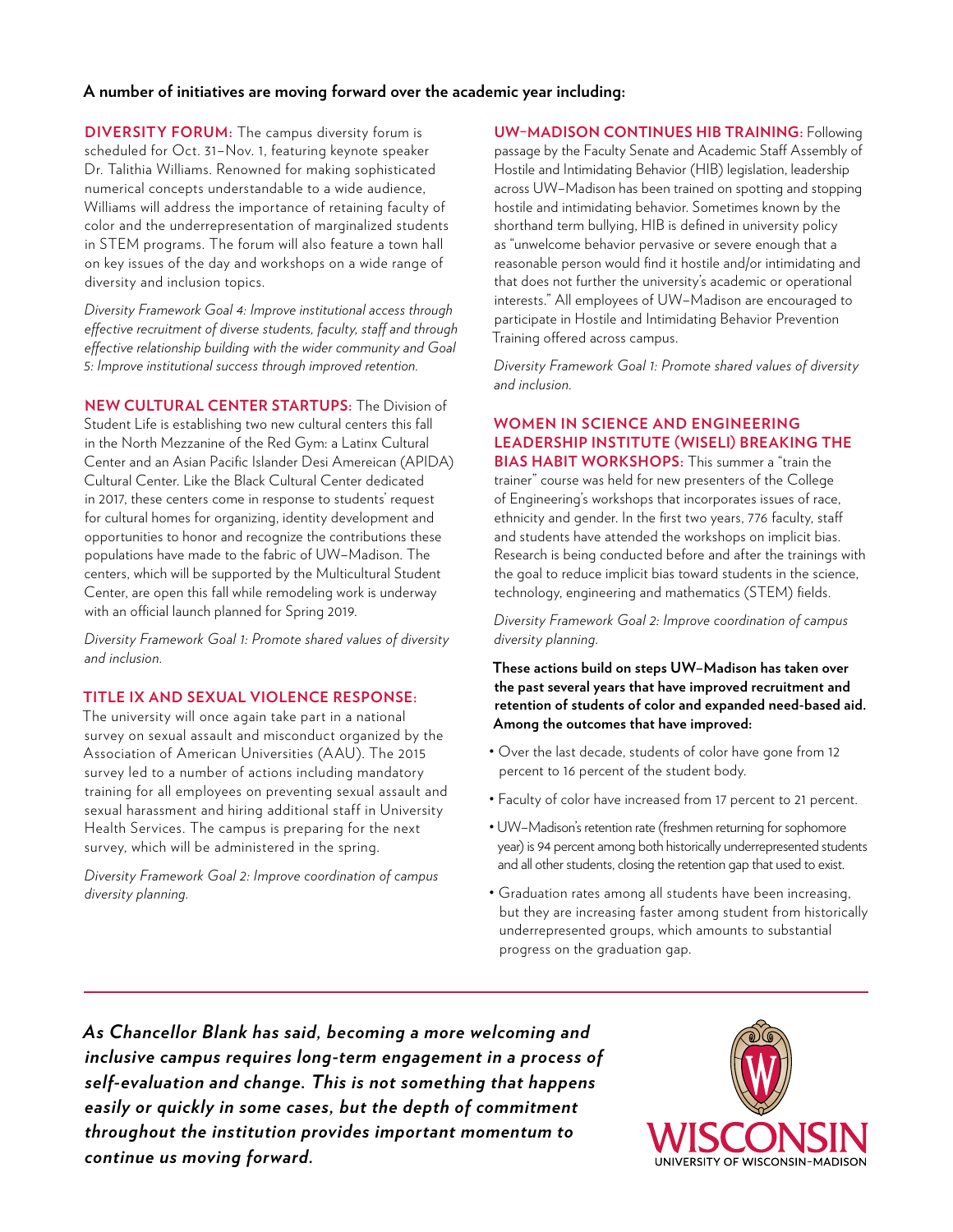**A number of initiatives are moving forward over the academic year including:**

**DIVERSITY FORUM:** The campus diversity forum is scheduled for Oct. 31–Nov. 1, featuring keynote speaker Dr. Talithia Williams. Renowned for making sophisticated numerical concepts understandable to a wide audience, Williams will address the importance of retaining faculty of color and the underrepresentation of marginalized students in STEM programs. The forum will also feature a town hall on key issues of the day and workshops on a wide range of diversity and inclusion topics.

*Diversity Framework Goal 4: Improve institutional access through effective recruitment of diverse students, faculty, staff and through effective relationship building with the wider community and Goal 5: Improve institutional success through improved retention.*

**NEW CULTURAL CENTER STARTUPS:** The Division of Student Life is establishing two new cultural centers this fall in the North Mezzanine of the Red Gym: a Latinx Cultural Center and an Asian Pacific Islander Desi Amereican (APIDA) Cultural Center. Like the Black Cultural Center dedicated in 2017, these centers come in response to students' request for cultural homes for organizing, identity development and opportunities to honor and recognize the contributions these populations have made to the fabric of UW–Madison. The centers, which will be supported by the Multicultural Student Center, are open this fall while remodeling work is underway with an official launch planned for Spring 2019.

*Diversity Framework Goal 1: Promote shared values of diversity and inclusion.*

**TITLE IX AND SEXUAL VIOLENCE RESPONSE:** The university will once again take part in a national survey on sexual assault and misconduct organized by the Association of American Universities (AAU). The 2015 survey led to a number of actions including mandatory training for all employees on preventing sexual assault and sexual harassment and hiring additional staff in University Health Services. The campus is preparing for the next survey, which will be administered in the spring.

*Diversity Framework Goal 2: Improve coordination of campus diversity planning.*

**UW–MADISON CONTINUES HIB TRAINING:** Following passage by the Faculty Senate and Academic Staff Assembly of Hostile and Intimidating Behavior (HIB) legislation, leadership across UW–Madison has been trained on spotting and stopping hostile and intimidating behavior. Sometimes known by the shorthand term bullying, HIB is defined in university policy as "unwelcome behavior pervasive or severe enough that a reasonable person would find it hostile and/or intimidating and that does not further the university's academic or operational interests." All employees of UW–Madison are encouraged to participate in Hostile and Intimidating Behavior Prevention Training offered across campus.

*Diversity Framework Goal 1: Promote shared values of diversity and inclusion.*

**WOMEN IN SCIENCE AND ENGINEERING LEADERSHIP INSTITUTE (WISELI) BREAKING THE BIAS HABIT WORKSHOPS:** This summer a "train the trainer" course was held for new presenters of the College of Engineering's workshops that incorporates issues of race, ethnicity and gender. In the first two years, 776 faculty, staff and students have attended the workshops on implicit bias. Research is being conducted before and after the trainings with the goal to reduce implicit bias toward students in the science, technology, engineering and mathematics (STEM) fields.

*Diversity Framework Goal 2: Improve coordination of campus diversity planning.*

**These actions build on steps UW–Madison has taken over the past several years that have improved recruitment and retention of students of color and expanded need-based aid. Among the outcomes that have improved:**

- Over the last decade, students of color have gone from 12 percent to 16 percent of the student body.
- Faculty of color have increased from 17 percent to 21 percent.
- UW–Madison's retention rate (freshmen returning for sophomore year) is 94 percent among both historically underrepresented students and all other students, closing the retention gap that used to exist.
- Graduation rates among all students have been increasing, but they are increasing faster among student from historically underrepresented groups, which amounts to substantial progress on the graduation gap.

***As Chancellor Blank has said, becoming a more welcoming and inclusive campus requires long-term engagement in a process of self-evaluation and change. This is not something that happens easily or quickly in some cases, but the depth of commitment throughout the institution provides important momentum to continue us moving forward.***

WISCONSIN
UNIVERSITY OF WISCONSIN–MADISON